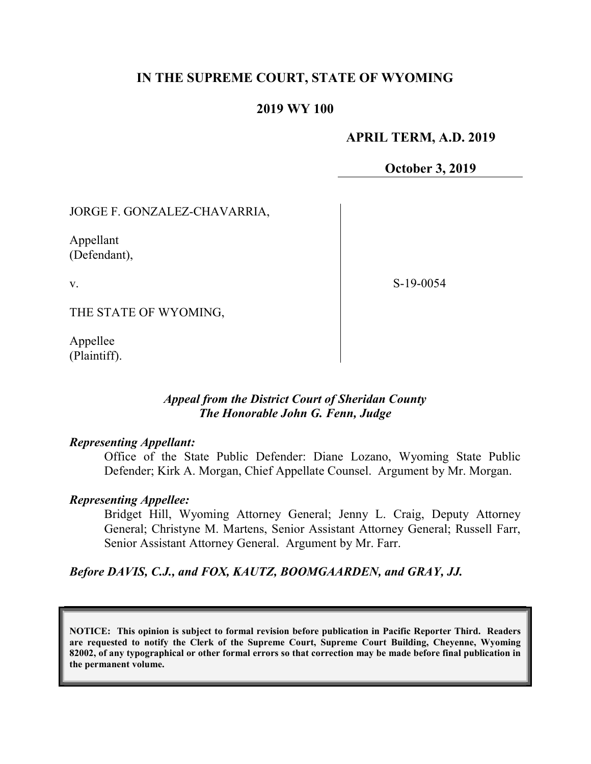# IN THE SUPREME COURT, STATE OF WYOMING

## 2019 WY 100

**APRIL TERM, A.D. 2019**

**October 3, 2019**

JORGE F. GONZALEZ-CHAVARRIA,

Appellant
(Defendant),

v.

THE STATE OF WYOMING,

Appellee
(Plaintiff).

S-19-0054

*Appeal from the District Court of Sheridan County*
*The Honorable John G. Fenn, Judge*

***Representing Appellant:***

Office of the State Public Defender: Diane Lozano, Wyoming State Public Defender; Kirk A. Morgan, Chief Appellate Counsel. Argument by Mr. Morgan.

***Representing Appellee:***

Bridget Hill, Wyoming Attorney General; Jenny L. Craig, Deputy Attorney General; Christyne M. Martens, Senior Assistant Attorney General; Russell Farr, Senior Assistant Attorney General. Argument by Mr. Farr.

***Before DAVIS, C.J., and FOX, KAUTZ, BOOMGAARDEN, and GRAY, JJ.***

**NOTICE: This opinion is subject to formal revision before publication in Pacific Reporter Third. Readers are requested to notify the Clerk of the Supreme Court, Supreme Court Building, Cheyenne, Wyoming 82002, of any typographical or other formal errors so that correction may be made before final publication in the permanent volume.**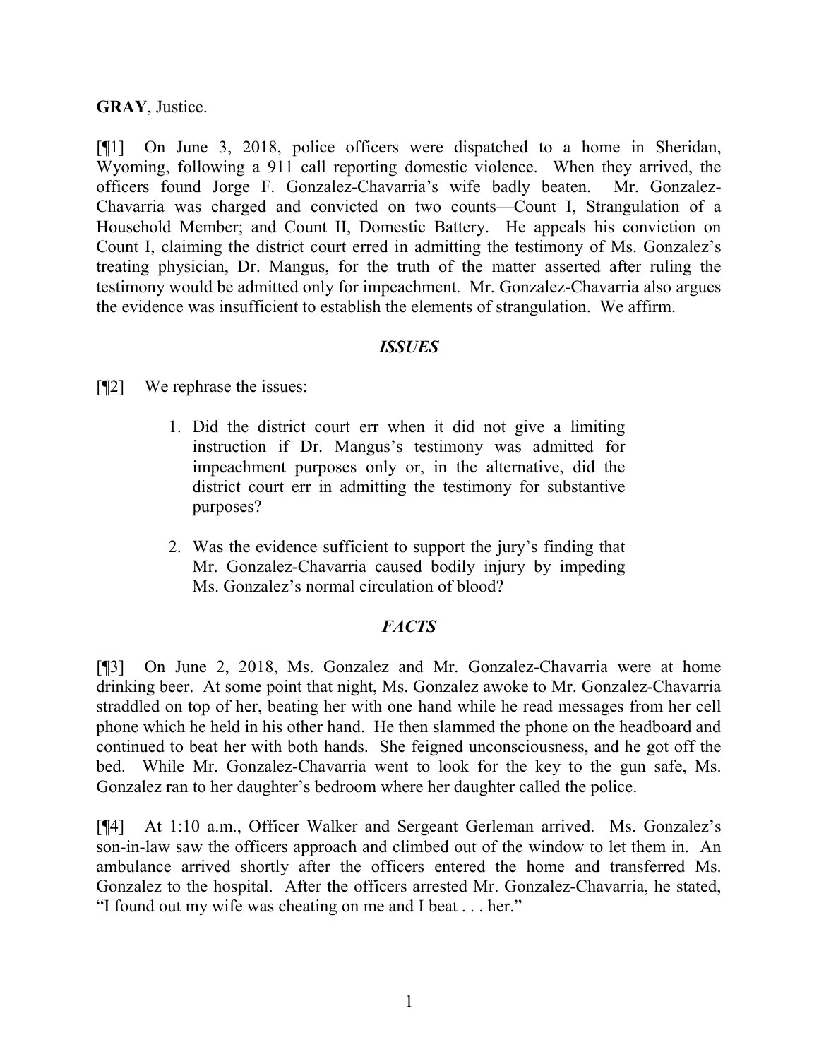**GRAY**, Justice.

[¶1] On June 3, 2018, police officers were dispatched to a home in Sheridan, Wyoming, following a 911 call reporting domestic violence. When they arrived, the officers found Jorge F. Gonzalez-Chavarria's wife badly beaten. Mr. Gonzalez-Chavarria was charged and convicted on two counts—Count I, Strangulation of a Household Member; and Count II, Domestic Battery. He appeals his conviction on Count I, claiming the district court erred in admitting the testimony of Ms. Gonzalez's treating physician, Dr. Mangus, for the truth of the matter asserted after ruling the testimony would be admitted only for impeachment. Mr. Gonzalez-Chavarria also argues the evidence was insufficient to establish the elements of strangulation. We affirm.

### *ISSUES*

[¶2] We rephrase the issues:

1. Did the district court err when it did not give a limiting instruction if Dr. Mangus's testimony was admitted for impeachment purposes only or, in the alternative, did the district court err in admitting the testimony for substantive purposes?

2. Was the evidence sufficient to support the jury's finding that Mr. Gonzalez-Chavarria caused bodily injury by impeding Ms. Gonzalez's normal circulation of blood?

### *FACTS*

[¶3] On June 2, 2018, Ms. Gonzalez and Mr. Gonzalez-Chavarria were at home drinking beer. At some point that night, Ms. Gonzalez awoke to Mr. Gonzalez-Chavarria straddled on top of her, beating her with one hand while he read messages from her cell phone which he held in his other hand. He then slammed the phone on the headboard and continued to beat her with both hands. She feigned unconsciousness, and he got off the bed. While Mr. Gonzalez-Chavarria went to look for the key to the gun safe, Ms. Gonzalez ran to her daughter's bedroom where her daughter called the police.

[¶4] At 1:10 a.m., Officer Walker and Sergeant Gerleman arrived. Ms. Gonzalez's son-in-law saw the officers approach and climbed out of the window to let them in. An ambulance arrived shortly after the officers entered the home and transferred Ms. Gonzalez to the hospital. After the officers arrested Mr. Gonzalez-Chavarria, he stated, "I found out my wife was cheating on me and I beat . . . her."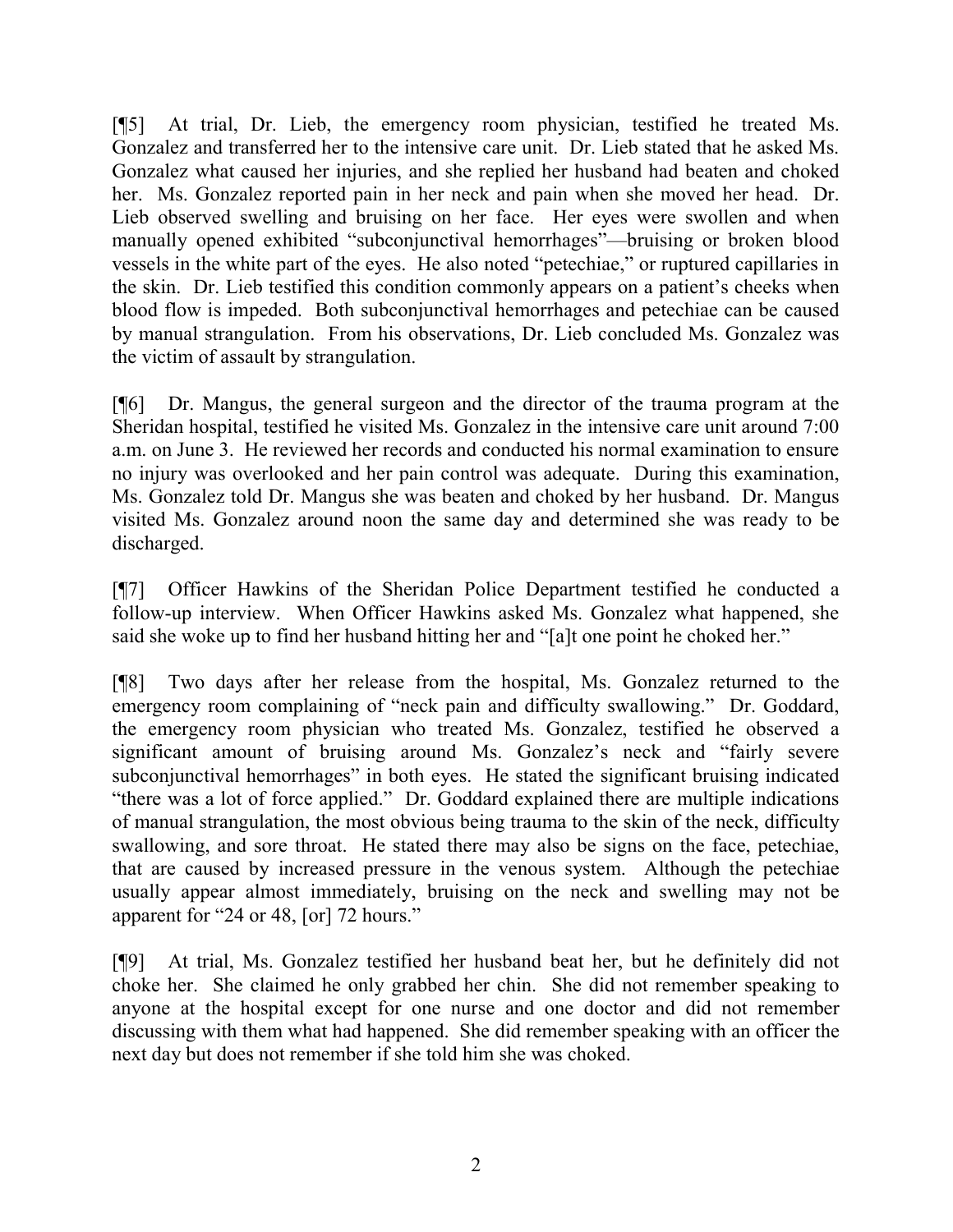[¶5] At trial, Dr. Lieb, the emergency room physician, testified he treated Ms. Gonzalez and transferred her to the intensive care unit. Dr. Lieb stated that he asked Ms. Gonzalez what caused her injuries, and she replied her husband had beaten and choked her. Ms. Gonzalez reported pain in her neck and pain when she moved her head. Dr. Lieb observed swelling and bruising on her face. Her eyes were swollen and when manually opened exhibited "subconjunctival hemorrhages"—bruising or broken blood vessels in the white part of the eyes. He also noted "petechiae," or ruptured capillaries in the skin. Dr. Lieb testified this condition commonly appears on a patient's cheeks when blood flow is impeded. Both subconjunctival hemorrhages and petechiae can be caused by manual strangulation. From his observations, Dr. Lieb concluded Ms. Gonzalez was the victim of assault by strangulation.

[¶6] Dr. Mangus, the general surgeon and the director of the trauma program at the Sheridan hospital, testified he visited Ms. Gonzalez in the intensive care unit around 7:00 a.m. on June 3. He reviewed her records and conducted his normal examination to ensure no injury was overlooked and her pain control was adequate. During this examination, Ms. Gonzalez told Dr. Mangus she was beaten and choked by her husband. Dr. Mangus visited Ms. Gonzalez around noon the same day and determined she was ready to be discharged.

[¶7] Officer Hawkins of the Sheridan Police Department testified he conducted a follow-up interview. When Officer Hawkins asked Ms. Gonzalez what happened, she said she woke up to find her husband hitting her and "[a]t one point he choked her."

[¶8] Two days after her release from the hospital, Ms. Gonzalez returned to the emergency room complaining of "neck pain and difficulty swallowing." Dr. Goddard, the emergency room physician who treated Ms. Gonzalez, testified he observed a significant amount of bruising around Ms. Gonzalez's neck and "fairly severe subconjunctival hemorrhages" in both eyes. He stated the significant bruising indicated "there was a lot of force applied." Dr. Goddard explained there are multiple indications of manual strangulation, the most obvious being trauma to the skin of the neck, difficulty swallowing, and sore throat. He stated there may also be signs on the face, petechiae, that are caused by increased pressure in the venous system. Although the petechiae usually appear almost immediately, bruising on the neck and swelling may not be apparent for "24 or 48, [or] 72 hours."

[¶9] At trial, Ms. Gonzalez testified her husband beat her, but he definitely did not choke her. She claimed he only grabbed her chin. She did not remember speaking to anyone at the hospital except for one nurse and one doctor and did not remember discussing with them what had happened. She did remember speaking with an officer the next day but does not remember if she told him she was choked.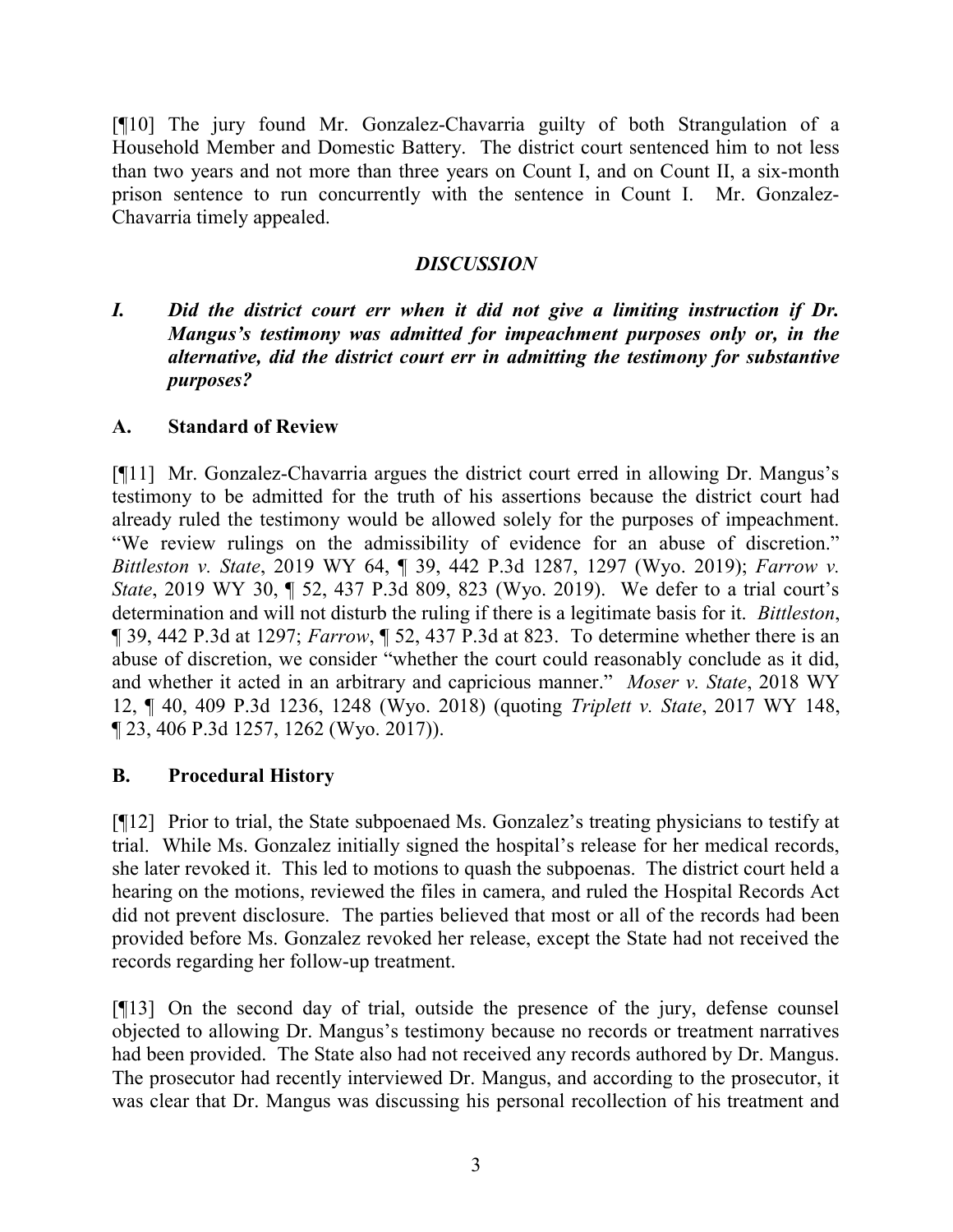[¶10] The jury found Mr. Gonzalez-Chavarria guilty of both Strangulation of a Household Member and Domestic Battery. The district court sentenced him to not less than two years and not more than three years on Count I, and on Count II, a six-month prison sentence to run concurrently with the sentence in Count I. Mr. Gonzalez-Chavarria timely appealed.

## *DISCUSSION*

### *I. Did the district court err when it did not give a limiting instruction if Dr. Mangus's testimony was admitted for impeachment purposes only or, in the alternative, did the district court err in admitting the testimony for substantive purposes?*

### A. Standard of Review

[¶11] Mr. Gonzalez-Chavarria argues the district court erred in allowing Dr. Mangus's testimony to be admitted for the truth of his assertions because the district court had already ruled the testimony would be allowed solely for the purposes of impeachment. "We review rulings on the admissibility of evidence for an abuse of discretion." *Bittleston v. State*, 2019 WY 64, ¶ 39, 442 P.3d 1287, 1297 (Wyo. 2019); *Farrow v. State*, 2019 WY 30, ¶ 52, 437 P.3d 809, 823 (Wyo. 2019). We defer to a trial court's determination and will not disturb the ruling if there is a legitimate basis for it. *Bittleston*, ¶ 39, 442 P.3d at 1297; *Farrow*, ¶ 52, 437 P.3d at 823. To determine whether there is an abuse of discretion, we consider "whether the court could reasonably conclude as it did, and whether it acted in an arbitrary and capricious manner." *Moser v. State*, 2018 WY 12, ¶ 40, 409 P.3d 1236, 1248 (Wyo. 2018) (quoting *Triplett v. State*, 2017 WY 148, ¶ 23, 406 P.3d 1257, 1262 (Wyo. 2017)).

### B. Procedural History

[¶12] Prior to trial, the State subpoenaed Ms. Gonzalez's treating physicians to testify at trial. While Ms. Gonzalez initially signed the hospital's release for her medical records, she later revoked it. This led to motions to quash the subpoenas. The district court held a hearing on the motions, reviewed the files in camera, and ruled the Hospital Records Act did not prevent disclosure. The parties believed that most or all of the records had been provided before Ms. Gonzalez revoked her release, except the State had not received the records regarding her follow-up treatment.

[¶13] On the second day of trial, outside the presence of the jury, defense counsel objected to allowing Dr. Mangus's testimony because no records or treatment narratives had been provided. The State also had not received any records authored by Dr. Mangus. The prosecutor had recently interviewed Dr. Mangus, and according to the prosecutor, it was clear that Dr. Mangus was discussing his personal recollection of his treatment and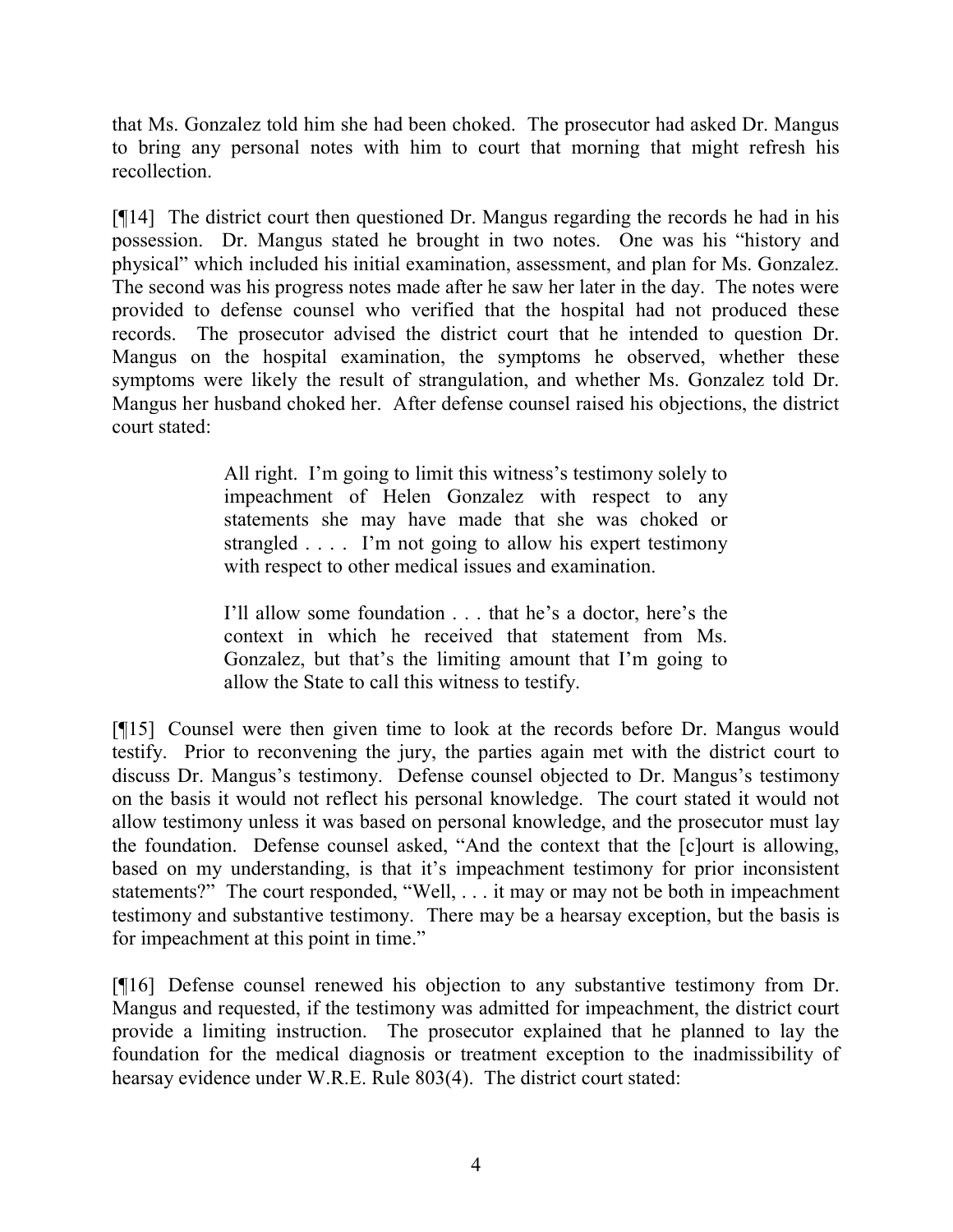that Ms. Gonzalez told him she had been choked. The prosecutor had asked Dr. Mangus to bring any personal notes with him to court that morning that might refresh his recollection.

[¶14] The district court then questioned Dr. Mangus regarding the records he had in his possession. Dr. Mangus stated he brought in two notes. One was his "history and physical" which included his initial examination, assessment, and plan for Ms. Gonzalez. The second was his progress notes made after he saw her later in the day. The notes were provided to defense counsel who verified that the hospital had not produced these records. The prosecutor advised the district court that he intended to question Dr. Mangus on the hospital examination, the symptoms he observed, whether these symptoms were likely the result of strangulation, and whether Ms. Gonzalez told Dr. Mangus her husband choked her. After defense counsel raised his objections, the district court stated:

> All right. I'm going to limit this witness's testimony solely to impeachment of Helen Gonzalez with respect to any statements she may have made that she was choked or strangled . . . . I'm not going to allow his expert testimony with respect to other medical issues and examination.
>
> I'll allow some foundation . . . that he's a doctor, here's the context in which he received that statement from Ms. Gonzalez, but that's the limiting amount that I'm going to allow the State to call this witness to testify.

[¶15] Counsel were then given time to look at the records before Dr. Mangus would testify. Prior to reconvening the jury, the parties again met with the district court to discuss Dr. Mangus's testimony. Defense counsel objected to Dr. Mangus's testimony on the basis it would not reflect his personal knowledge. The court stated it would not allow testimony unless it was based on personal knowledge, and the prosecutor must lay the foundation. Defense counsel asked, "And the context that the [c]ourt is allowing, based on my understanding, is that it's impeachment testimony for prior inconsistent statements?" The court responded, "Well, . . . it may or may not be both in impeachment testimony and substantive testimony. There may be a hearsay exception, but the basis is for impeachment at this point in time."

[¶16] Defense counsel renewed his objection to any substantive testimony from Dr. Mangus and requested, if the testimony was admitted for impeachment, the district court provide a limiting instruction. The prosecutor explained that he planned to lay the foundation for the medical diagnosis or treatment exception to the inadmissibility of hearsay evidence under W.R.E. Rule 803(4). The district court stated: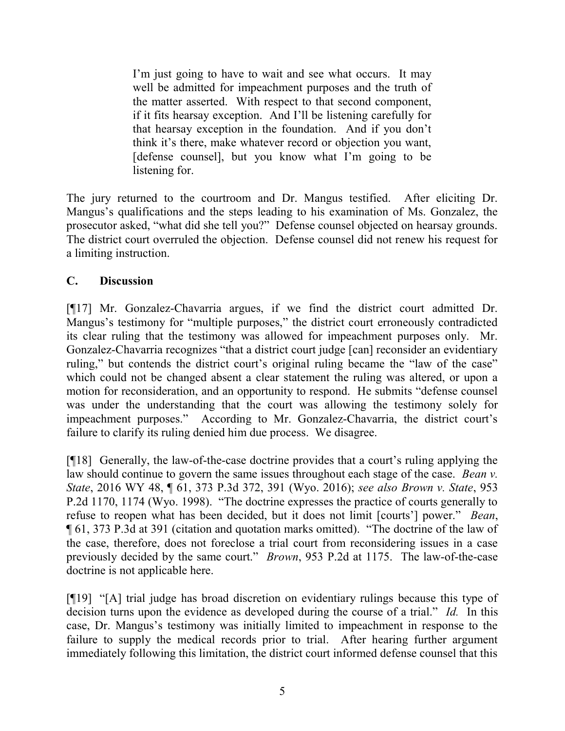> I'm just going to have to wait and see what occurs. It may well be admitted for impeachment purposes and the truth of the matter asserted. With respect to that second component, if it fits hearsay exception. And I'll be listening carefully for that hearsay exception in the foundation. And if you don't think it's there, make whatever record or objection you want, [defense counsel], but you know what I'm going to be listening for.

The jury returned to the courtroom and Dr. Mangus testified. After eliciting Dr. Mangus's qualifications and the steps leading to his examination of Ms. Gonzalez, the prosecutor asked, "what did she tell you?" Defense counsel objected on hearsay grounds. The district court overruled the objection. Defense counsel did not renew his request for a limiting instruction.

## C. Discussion

[¶17] Mr. Gonzalez-Chavarria argues, if we find the district court admitted Dr. Mangus's testimony for "multiple purposes," the district court erroneously contradicted its clear ruling that the testimony was allowed for impeachment purposes only. Mr. Gonzalez-Chavarria recognizes "that a district court judge [can] reconsider an evidentiary ruling," but contends the district court's original ruling became the "law of the case" which could not be changed absent a clear statement the ruling was altered, or upon a motion for reconsideration, and an opportunity to respond. He submits "defense counsel was under the understanding that the court was allowing the testimony solely for impeachment purposes." According to Mr. Gonzalez-Chavarria, the district court's failure to clarify its ruling denied him due process. We disagree.

[¶18] Generally, the law-of-the-case doctrine provides that a court's ruling applying the law should continue to govern the same issues throughout each stage of the case. *Bean v. State*, 2016 WY 48, ¶ 61, 373 P.3d 372, 391 (Wyo. 2016); *see also Brown v. State*, 953 P.2d 1170, 1174 (Wyo. 1998). "The doctrine expresses the practice of courts generally to refuse to reopen what has been decided, but it does not limit [courts'] power." *Bean*, ¶ 61, 373 P.3d at 391 (citation and quotation marks omitted). "The doctrine of the law of the case, therefore, does not foreclose a trial court from reconsidering issues in a case previously decided by the same court." *Brown*, 953 P.2d at 1175. The law-of-the-case doctrine is not applicable here.

[¶19] "[A] trial judge has broad discretion on evidentiary rulings because this type of decision turns upon the evidence as developed during the course of a trial." *Id.* In this case, Dr. Mangus's testimony was initially limited to impeachment in response to the failure to supply the medical records prior to trial. After hearing further argument immediately following this limitation, the district court informed defense counsel that this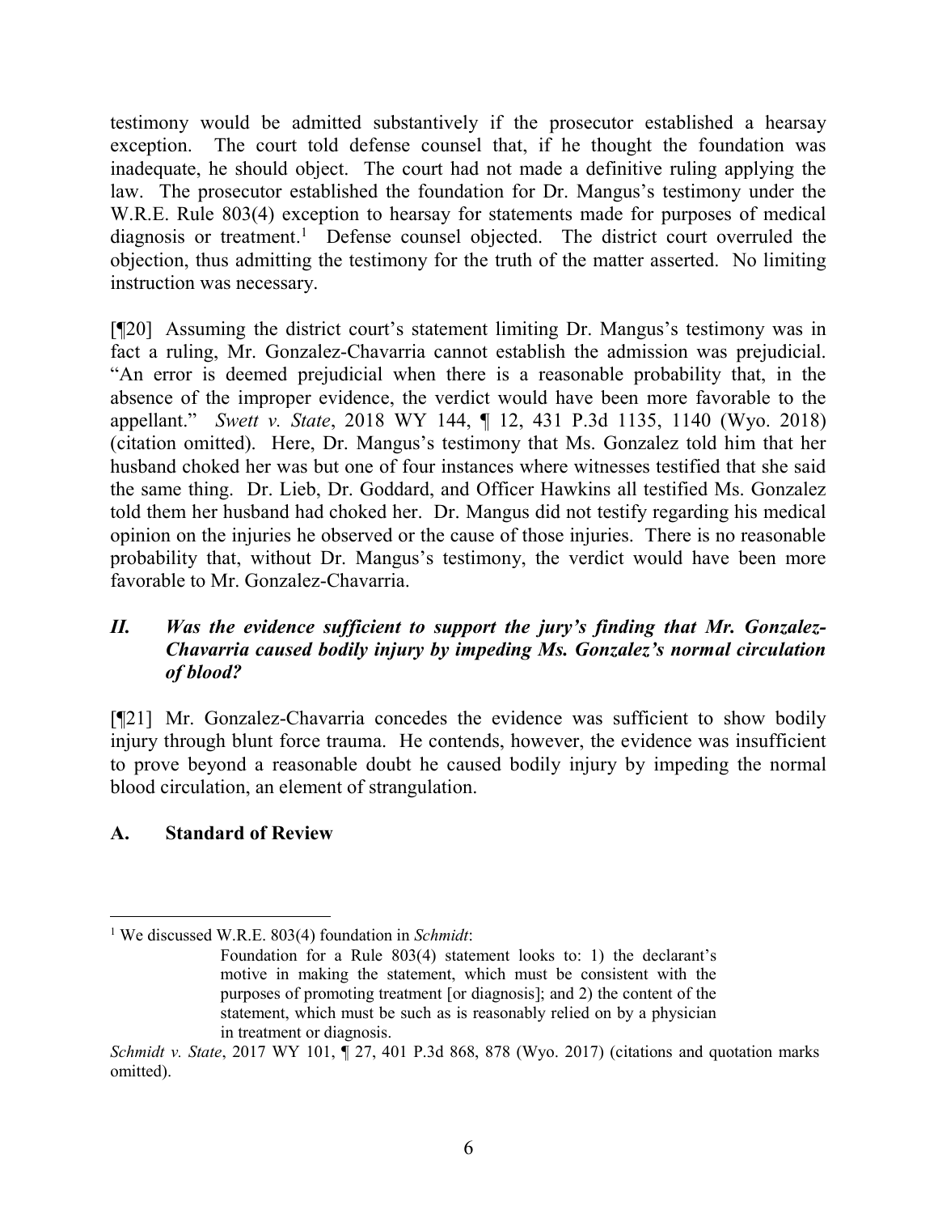testimony would be admitted substantively if the prosecutor established a hearsay exception. The court told defense counsel that, if he thought the foundation was inadequate, he should object. The court had not made a definitive ruling applying the law. The prosecutor established the foundation for Dr. Mangus's testimony under the W.R.E. Rule 803(4) exception to hearsay for statements made for purposes of medical diagnosis or treatment.[1] Defense counsel objected. The district court overruled the objection, thus admitting the testimony for the truth of the matter asserted. No limiting instruction was necessary.

[¶20] Assuming the district court's statement limiting Dr. Mangus's testimony was in fact a ruling, Mr. Gonzalez-Chavarria cannot establish the admission was prejudicial. "An error is deemed prejudicial when there is a reasonable probability that, in the absence of the improper evidence, the verdict would have been more favorable to the appellant." *Swett v. State*, 2018 WY 144, ¶ 12, 431 P.3d 1135, 1140 (Wyo. 2018) (citation omitted). Here, Dr. Mangus's testimony that Ms. Gonzalez told him that her husband choked her was but one of four instances where witnesses testified that she said the same thing. Dr. Lieb, Dr. Goddard, and Officer Hawkins all testified Ms. Gonzalez told them her husband had choked her. Dr. Mangus did not testify regarding his medical opinion on the injuries he observed or the cause of those injuries. There is no reasonable probability that, without Dr. Mangus's testimony, the verdict would have been more favorable to Mr. Gonzalez-Chavarria.

### *II. Was the evidence sufficient to support the jury's finding that Mr. Gonzalez-Chavarria caused bodily injury by impeding Ms. Gonzalez's normal circulation of blood?*

[¶21] Mr. Gonzalez-Chavarria concedes the evidence was sufficient to show bodily injury through blunt force trauma. He contends, however, the evidence was insufficient to prove beyond a reasonable doubt he caused bodily injury by impeding the normal blood circulation, an element of strangulation.

### A. Standard of Review

---

[1] We discussed W.R.E. 803(4) foundation in *Schmidt*:

> Foundation for a Rule 803(4) statement looks to: 1) the declarant's motive in making the statement, which must be consistent with the purposes of promoting treatment [or diagnosis]; and 2) the content of the statement, which must be such as is reasonably relied on by a physician in treatment or diagnosis.

*Schmidt v. State*, 2017 WY 101, ¶ 27, 401 P.3d 868, 878 (Wyo. 2017) (citations and quotation marks omitted).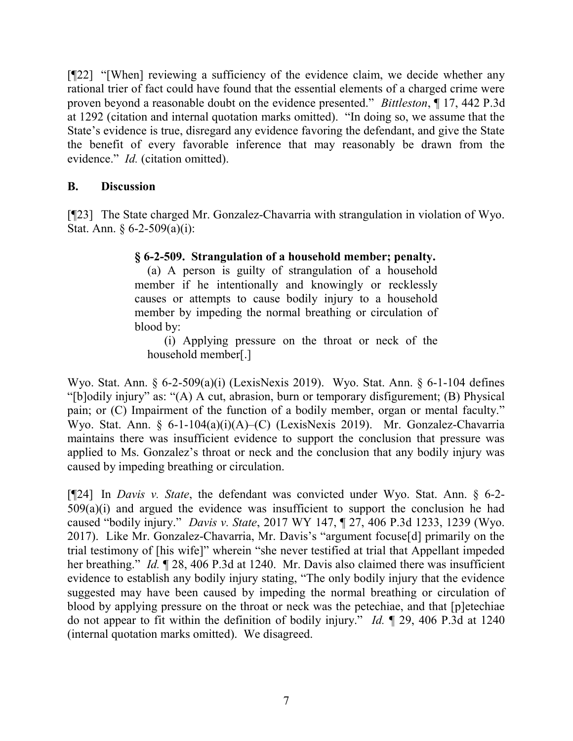[¶22] "[When] reviewing a sufficiency of the evidence claim, we decide whether any rational trier of fact could have found that the essential elements of a charged crime were proven beyond a reasonable doubt on the evidence presented." *Bittleston*, ¶ 17, 442 P.3d at 1292 (citation and internal quotation marks omitted). "In doing so, we assume that the State's evidence is true, disregard any evidence favoring the defendant, and give the State the benefit of every favorable inference that may reasonably be drawn from the evidence." *Id.* (citation omitted).

## B. Discussion

[¶23] The State charged Mr. Gonzalez-Chavarria with strangulation in violation of Wyo. Stat. Ann. § 6-2-509(a)(i):

> **§ 6-2-509. Strangulation of a household member; penalty.**
>
> (a) A person is guilty of strangulation of a household member if he intentionally and knowingly or recklessly causes or attempts to cause bodily injury to a household member by impeding the normal breathing or circulation of blood by:
>
> (i) Applying pressure on the throat or neck of the household member[.]

Wyo. Stat. Ann. § 6-2-509(a)(i) (LexisNexis 2019). Wyo. Stat. Ann. § 6-1-104 defines "[b]odily injury" as: "(A) A cut, abrasion, burn or temporary disfigurement; (B) Physical pain; or (C) Impairment of the function of a bodily member, organ or mental faculty." Wyo. Stat. Ann. § 6-1-104(a)(i)(A)–(C) (LexisNexis 2019). Mr. Gonzalez-Chavarria maintains there was insufficient evidence to support the conclusion that pressure was applied to Ms. Gonzalez's throat or neck and the conclusion that any bodily injury was caused by impeding breathing or circulation.

[¶24] In *Davis v. State*, the defendant was convicted under Wyo. Stat. Ann. § 6-2-509(a)(i) and argued the evidence was insufficient to support the conclusion he had caused "bodily injury." *Davis v. State*, 2017 WY 147, ¶ 27, 406 P.3d 1233, 1239 (Wyo. 2017). Like Mr. Gonzalez-Chavarria, Mr. Davis's "argument focuse[d] primarily on the trial testimony of [his wife]" wherein "she never testified at trial that Appellant impeded her breathing." *Id.* ¶ 28, 406 P.3d at 1240. Mr. Davis also claimed there was insufficient evidence to establish any bodily injury stating, "The only bodily injury that the evidence suggested may have been caused by impeding the normal breathing or circulation of blood by applying pressure on the throat or neck was the petechiae, and that [p]etechiae do not appear to fit within the definition of bodily injury." *Id.* ¶ 29, 406 P.3d at 1240 (internal quotation marks omitted). We disagreed.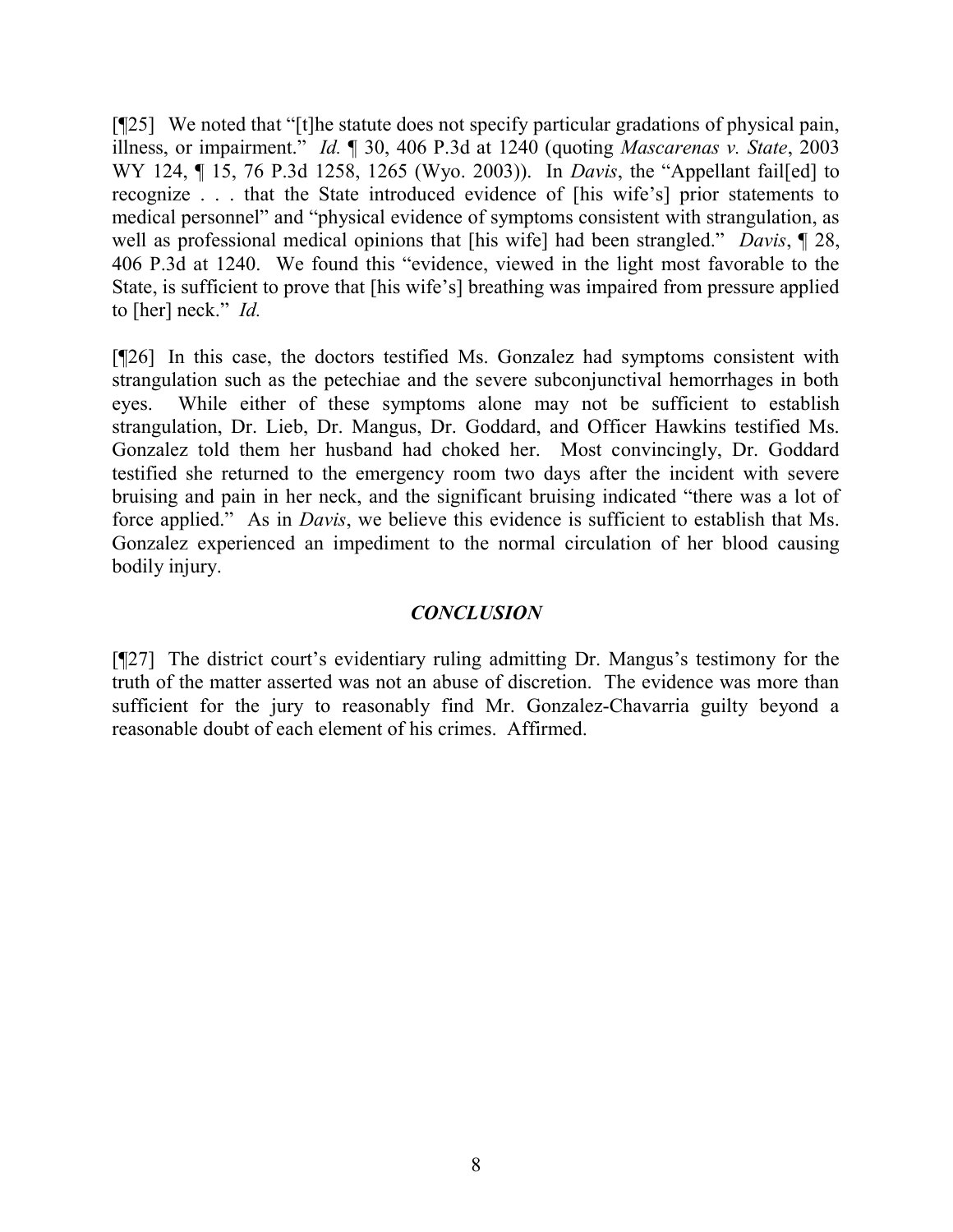[¶25] We noted that "[t]he statute does not specify particular gradations of physical pain, illness, or impairment." *Id.* ¶ 30, 406 P.3d at 1240 (quoting *Mascarenas v. State*, 2003 WY 124, ¶ 15, 76 P.3d 1258, 1265 (Wyo. 2003)). In *Davis*, the "Appellant fail[ed] to recognize . . . that the State introduced evidence of [his wife's] prior statements to medical personnel" and "physical evidence of symptoms consistent with strangulation, as well as professional medical opinions that [his wife] had been strangled." *Davis*, ¶ 28, 406 P.3d at 1240. We found this "evidence, viewed in the light most favorable to the State, is sufficient to prove that [his wife's] breathing was impaired from pressure applied to [her] neck." *Id.*

[¶26] In this case, the doctors testified Ms. Gonzalez had symptoms consistent with strangulation such as the petechiae and the severe subconjunctival hemorrhages in both eyes. While either of these symptoms alone may not be sufficient to establish strangulation, Dr. Lieb, Dr. Mangus, Dr. Goddard, and Officer Hawkins testified Ms. Gonzalez told them her husband had choked her. Most convincingly, Dr. Goddard testified she returned to the emergency room two days after the incident with severe bruising and pain in her neck, and the significant bruising indicated "there was a lot of force applied." As in *Davis*, we believe this evidence is sufficient to establish that Ms. Gonzalez experienced an impediment to the normal circulation of her blood causing bodily injury.

## *CONCLUSION*

[¶27] The district court's evidentiary ruling admitting Dr. Mangus's testimony for the truth of the matter asserted was not an abuse of discretion. The evidence was more than sufficient for the jury to reasonably find Mr. Gonzalez-Chavarria guilty beyond a reasonable doubt of each element of his crimes. Affirmed.